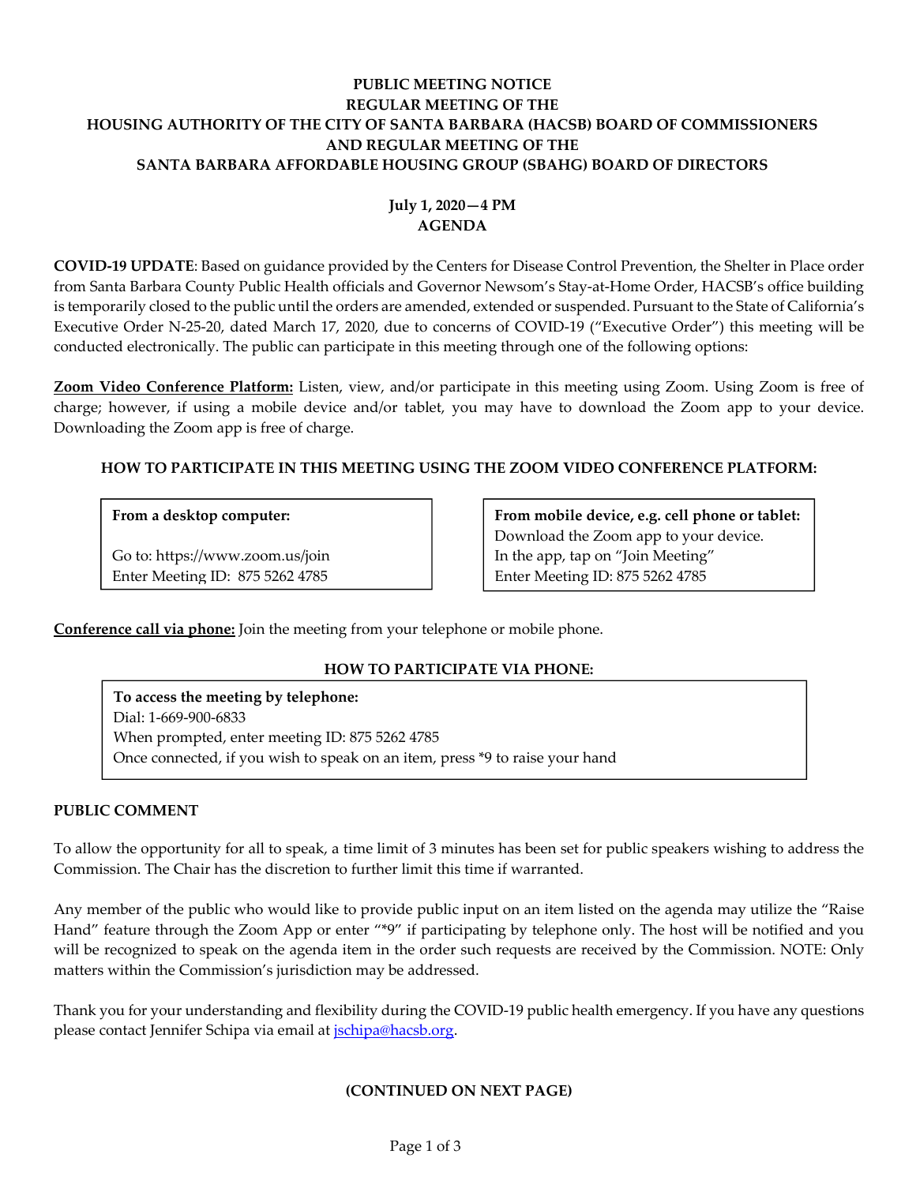**PUBLIC MEETING NOTICE**
**REGULAR MEETING OF THE**
**HOUSING AUTHORITY OF THE CITY OF SANTA BARBARA (HACSB) BOARD OF COMMISSIONERS**
**AND REGULAR MEETING OF THE**
**SANTA BARBARA AFFORDABLE HOUSING GROUP (SBAHG) BOARD OF DIRECTORS**

**July 1, 2020—4 PM**
**AGENDA**

**COVID-19 UPDATE**: Based on guidance provided by the Centers for Disease Control Prevention, the Shelter in Place order from Santa Barbara County Public Health officials and Governor Newsom's Stay-at-Home Order, HACSB's office building is temporarily closed to the public until the orders are amended, extended or suspended. Pursuant to the State of California's Executive Order N-25-20, dated March 17, 2020, due to concerns of COVID-19 ("Executive Order") this meeting will be conducted electronically. The public can participate in this meeting through one of the following options:

**Zoom Video Conference Platform:** Listen, view, and/or participate in this meeting using Zoom. Using Zoom is free of charge; however, if using a mobile device and/or tablet, you may have to download the Zoom app to your device. Downloading the Zoom app is free of charge.

**HOW TO PARTICIPATE IN THIS MEETING USING THE ZOOM VIDEO CONFERENCE PLATFORM:**

**From a desktop computer:**

Go to: https://www.zoom.us/join
Enter Meeting ID: 875 5262 4785

**From mobile device, e.g. cell phone or tablet:**
Download the Zoom app to your device.
In the app, tap on "Join Meeting"
Enter Meeting ID: 875 5262 4785

**Conference call via phone:** Join the meeting from your telephone or mobile phone.

**HOW TO PARTICIPATE VIA PHONE:**

**To access the meeting by telephone:**
Dial: 1-669-900-6833
When prompted, enter meeting ID: 875 5262 4785
Once connected, if you wish to speak on an item, press *9 to raise your hand

**PUBLIC COMMENT**

To allow the opportunity for all to speak, a time limit of 3 minutes has been set for public speakers wishing to address the Commission. The Chair has the discretion to further limit this time if warranted.

Any member of the public who would like to provide public input on an item listed on the agenda may utilize the "Raise Hand" feature through the Zoom App or enter "*9" if participating by telephone only. The host will be notified and you will be recognized to speak on the agenda item in the order such requests are received by the Commission. NOTE: Only matters within the Commission's jurisdiction may be addressed.

Thank you for your understanding and flexibility during the COVID-19 public health emergency. If you have any questions please contact Jennifer Schipa via email at jschipa@hacsb.org.

**(CONTINUED ON NEXT PAGE)**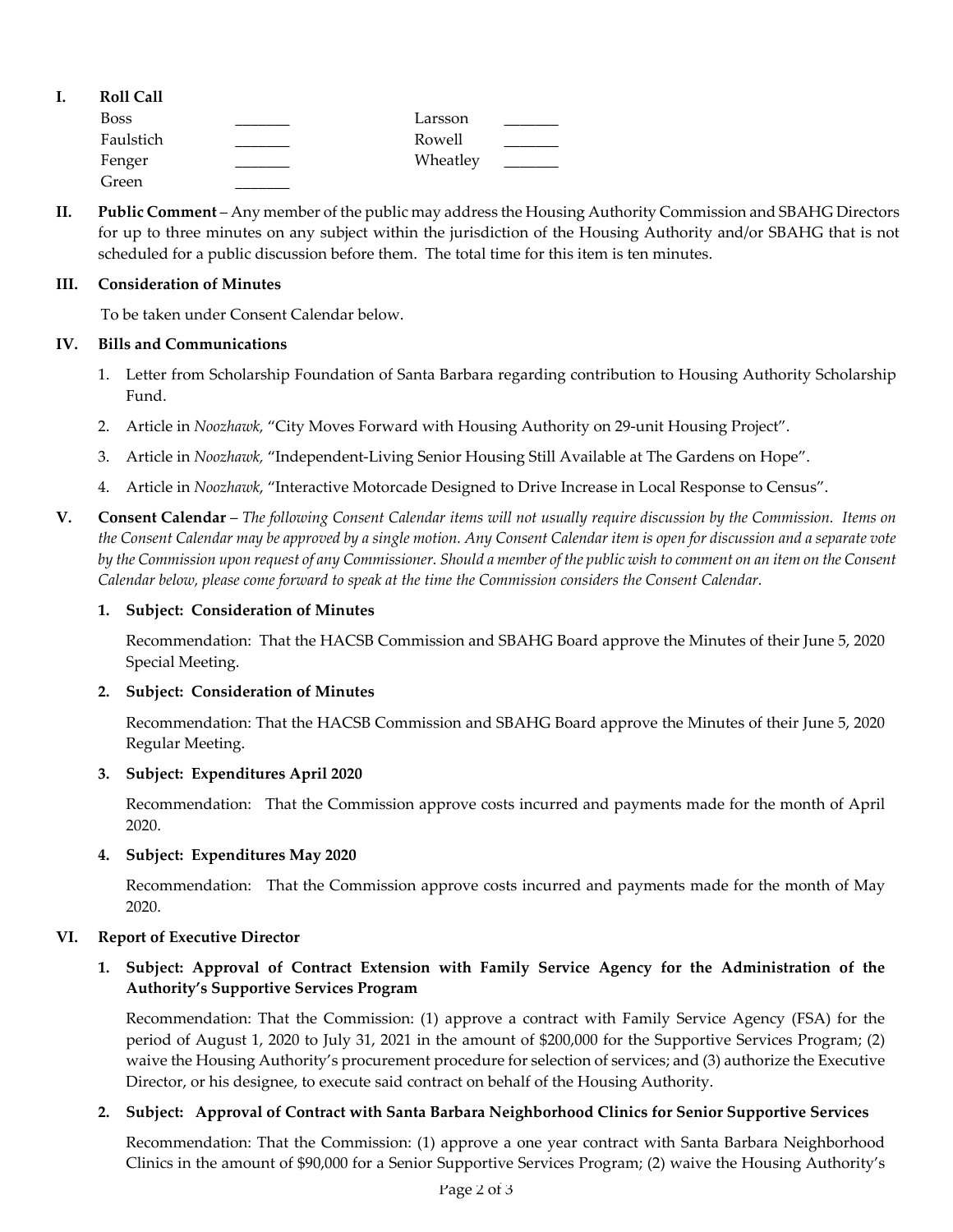## I. Roll Call

| | | | |
|---|---|---|---|
| Boss | _______ | Larsson | _______ |
| Faulstich | _______ | Rowell | _______ |
| Fenger | _______ | Wheatley | _______ |
| Green | _______ | | |

## II. Public Comment

**Public Comment** – Any member of the public may address the Housing Authority Commission and SBAHG Directors for up to three minutes on any subject within the jurisdiction of the Housing Authority and/or SBAHG that is not scheduled for a public discussion before them. The total time for this item is ten minutes.

## III. Consideration of Minutes

To be taken under Consent Calendar below.

## IV. Bills and Communications

1. Letter from Scholarship Foundation of Santa Barbara regarding contribution to Housing Authority Scholarship Fund.
2. Article in *Noozhawk,* "City Moves Forward with Housing Authority on 29-unit Housing Project".
3. Article in *Noozhawk,* "Independent-Living Senior Housing Still Available at The Gardens on Hope".
4. Article in *Noozhawk*, "Interactive Motorcade Designed to Drive Increase in Local Response to Census".

## V. Consent Calendar

**Consent Calendar** – *The following Consent Calendar items will not usually require discussion by the Commission. Items on the Consent Calendar may be approved by a single motion. Any Consent Calendar item is open for discussion and a separate vote by the Commission upon request of any Commissioner. Should a member of the public wish to comment on an item on the Consent Calendar below, please come forward to speak at the time the Commission considers the Consent Calendar.*

**1. Subject: Consideration of Minutes**

Recommendation: That the HACSB Commission and SBAHG Board approve the Minutes of their June 5, 2020 Special Meeting.

**2. Subject: Consideration of Minutes**

Recommendation: That the HACSB Commission and SBAHG Board approve the Minutes of their June 5, 2020 Regular Meeting.

**3. Subject: Expenditures April 2020**

Recommendation: That the Commission approve costs incurred and payments made for the month of April 2020.

**4. Subject: Expenditures May 2020**

Recommendation: That the Commission approve costs incurred and payments made for the month of May 2020.

## VI. Report of Executive Director

**1. Subject: Approval of Contract Extension with Family Service Agency for the Administration of the Authority's Supportive Services Program**

Recommendation: That the Commission: (1) approve a contract with Family Service Agency (FSA) for the period of August 1, 2020 to July 31, 2021 in the amount of $200,000 for the Supportive Services Program; (2) waive the Housing Authority's procurement procedure for selection of services; and (3) authorize the Executive Director, or his designee, to execute said contract on behalf of the Housing Authority.

**2. Subject: Approval of Contract with Santa Barbara Neighborhood Clinics for Senior Supportive Services**

Recommendation: That the Commission: (1) approve a one year contract with Santa Barbara Neighborhood Clinics in the amount of $90,000 for a Senior Supportive Services Program; (2) waive the Housing Authority's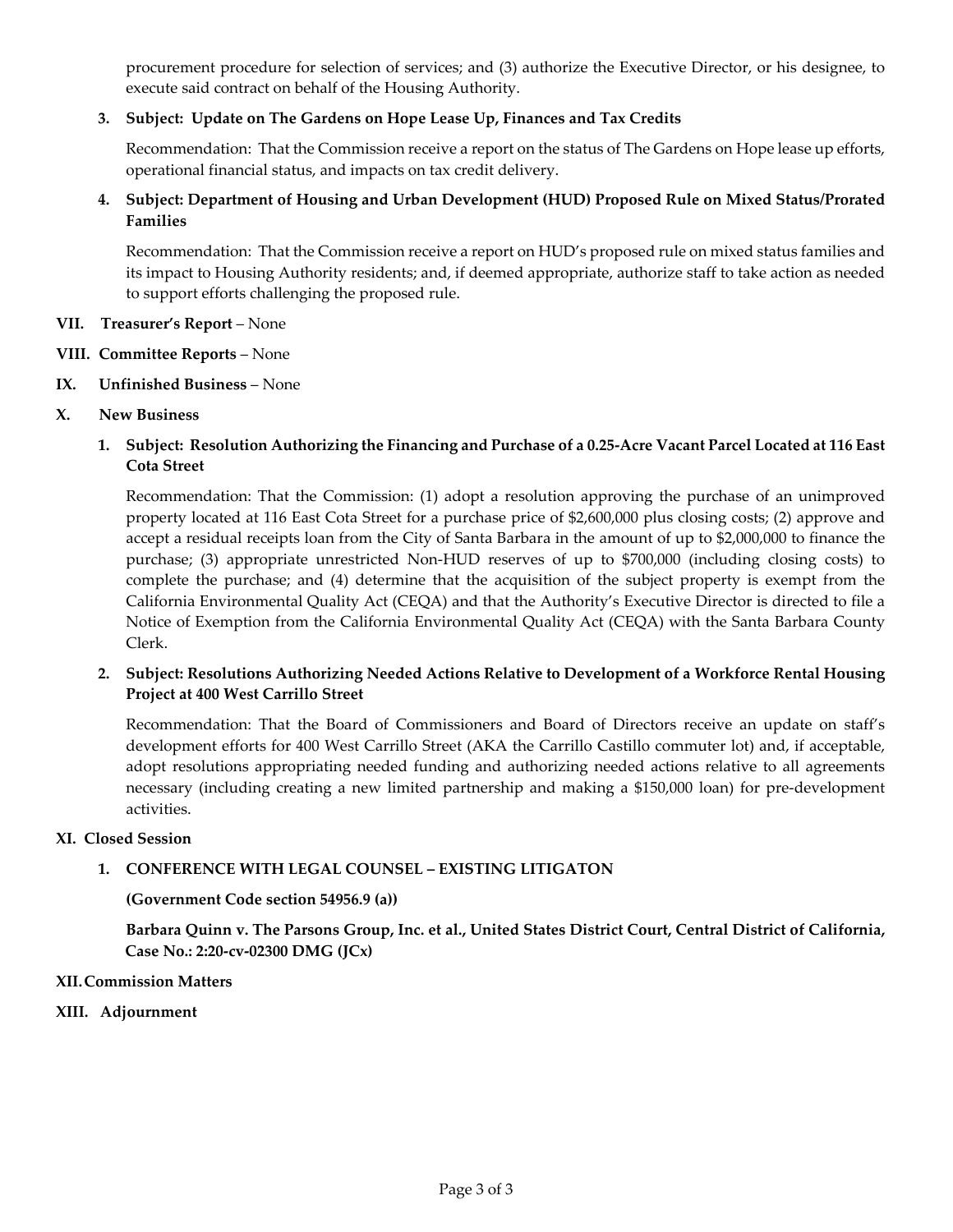procurement procedure for selection of services; and (3) authorize the Executive Director, or his designee, to execute said contract on behalf of the Housing Authority.

3. **Subject: Update on The Gardens on Hope Lease Up, Finances and Tax Credits**

   Recommendation: That the Commission receive a report on the status of The Gardens on Hope lease up efforts, operational financial status, and impacts on tax credit delivery.

4. **Subject: Department of Housing and Urban Development (HUD) Proposed Rule on Mixed Status/Prorated Families**

   Recommendation: That the Commission receive a report on HUD's proposed rule on mixed status families and its impact to Housing Authority residents; and, if deemed appropriate, authorize staff to take action as needed to support efforts challenging the proposed rule.

**VII. Treasurer's Report** – None

**VIII. Committee Reports** – None

**IX. Unfinished Business** – None

**X. New Business**

1. **Subject: Resolution Authorizing the Financing and Purchase of a 0.25-Acre Vacant Parcel Located at 116 East Cota Street**

   Recommendation: That the Commission: (1) adopt a resolution approving the purchase of an unimproved property located at 116 East Cota Street for a purchase price of $2,600,000 plus closing costs; (2) approve and accept a residual receipts loan from the City of Santa Barbara in the amount of up to $2,000,000 to finance the purchase; (3) appropriate unrestricted Non-HUD reserves of up to $700,000 (including closing costs) to complete the purchase; and (4) determine that the acquisition of the subject property is exempt from the California Environmental Quality Act (CEQA) and that the Authority's Executive Director is directed to file a Notice of Exemption from the California Environmental Quality Act (CEQA) with the Santa Barbara County Clerk.

2. **Subject: Resolutions Authorizing Needed Actions Relative to Development of a Workforce Rental Housing Project at 400 West Carrillo Street**

   Recommendation: That the Board of Commissioners and Board of Directors receive an update on staff's development efforts for 400 West Carrillo Street (AKA the Carrillo Castillo commuter lot) and, if acceptable, adopt resolutions appropriating needed funding and authorizing needed actions relative to all agreements necessary (including creating a new limited partnership and making a $150,000 loan) for pre-development activities.

**XI. Closed Session**

1. **CONFERENCE WITH LEGAL COUNSEL – EXISTING LITIGATON**

   **(Government Code section 54956.9 (a))**

   **Barbara Quinn v. The Parsons Group, Inc. et al., United States District Court, Central District of California, Case No.: 2:20-cv-02300 DMG (JCx)**

**XII. Commission Matters**

**XIII. Adjournment**